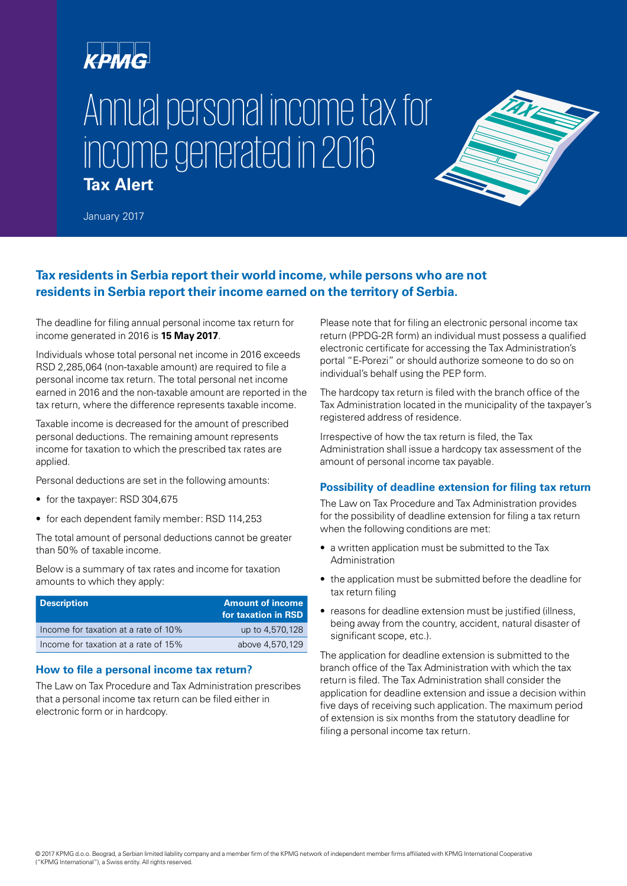# Annual personal income tax for income generated in 2016

**Tax Alert**

January 2017

## Tax residents in Serbia report their world income, while persons who are not residents in Serbia report their income earned on the territory of Serbia.

The deadline for filing annual personal income tax return for income generated in 2016 is **15 May 2017**.

Individuals whose total personal net income in 2016 exceeds RSD 2,285,064 (non-taxable amount) are required to file a personal income tax return. The total personal net income earned in 2016 and the non-taxable amount are reported in the tax return, where the difference represents taxable income.

Taxable income is decreased for the amount of prescribed personal deductions. The remaining amount represents income for taxation to which the prescribed tax rates are applied.

Personal deductions are set in the following amounts:

- for the taxpayer: RSD 304,675
- for each dependent family member: RSD 114,253

The total amount of personal deductions cannot be greater than 50% of taxable income.

Below is a summary of tax rates and income for taxation amounts to which they apply:

| Description | Amount of income for taxation in RSD |
|---|---|
| Income for taxation at a rate of 10% | up to 4,570,128 |
| Income for taxation at a rate of 15% | above 4,570,129 |

### How to file a personal income tax return?

The Law on Tax Procedure and Tax Administration prescribes that a personal income tax return can be filed either in electronic form or in hardcopy.

Please note that for filing an electronic personal income tax return (PPDG-2R form) an individual must possess a qualified electronic certificate for accessing the Tax Administration's portal "E-Porezi" or should authorize someone to do so on individual's behalf using the PEP form.

The hardcopy tax return is filed with the branch office of the Tax Administration located in the municipality of the taxpayer's registered address of residence.

Irrespective of how the tax return is filed, the Tax Administration shall issue a hardcopy tax assessment of the amount of personal income tax payable.

### Possibility of deadline extension for filing tax return

The Law on Tax Procedure and Tax Administration provides for the possibility of deadline extension for filing a tax return when the following conditions are met:

- a written application must be submitted to the Tax Administration
- the application must be submitted before the deadline for tax return filing
- reasons for deadline extension must be justified (illness, being away from the country, accident, natural disaster of significant scope, etc.).

The application for deadline extension is submitted to the branch office of the Tax Administration with which the tax return is filed. The Tax Administration shall consider the application for deadline extension and issue a decision within five days of receiving such application. The maximum period of extension is six months from the statutory deadline for filing a personal income tax return.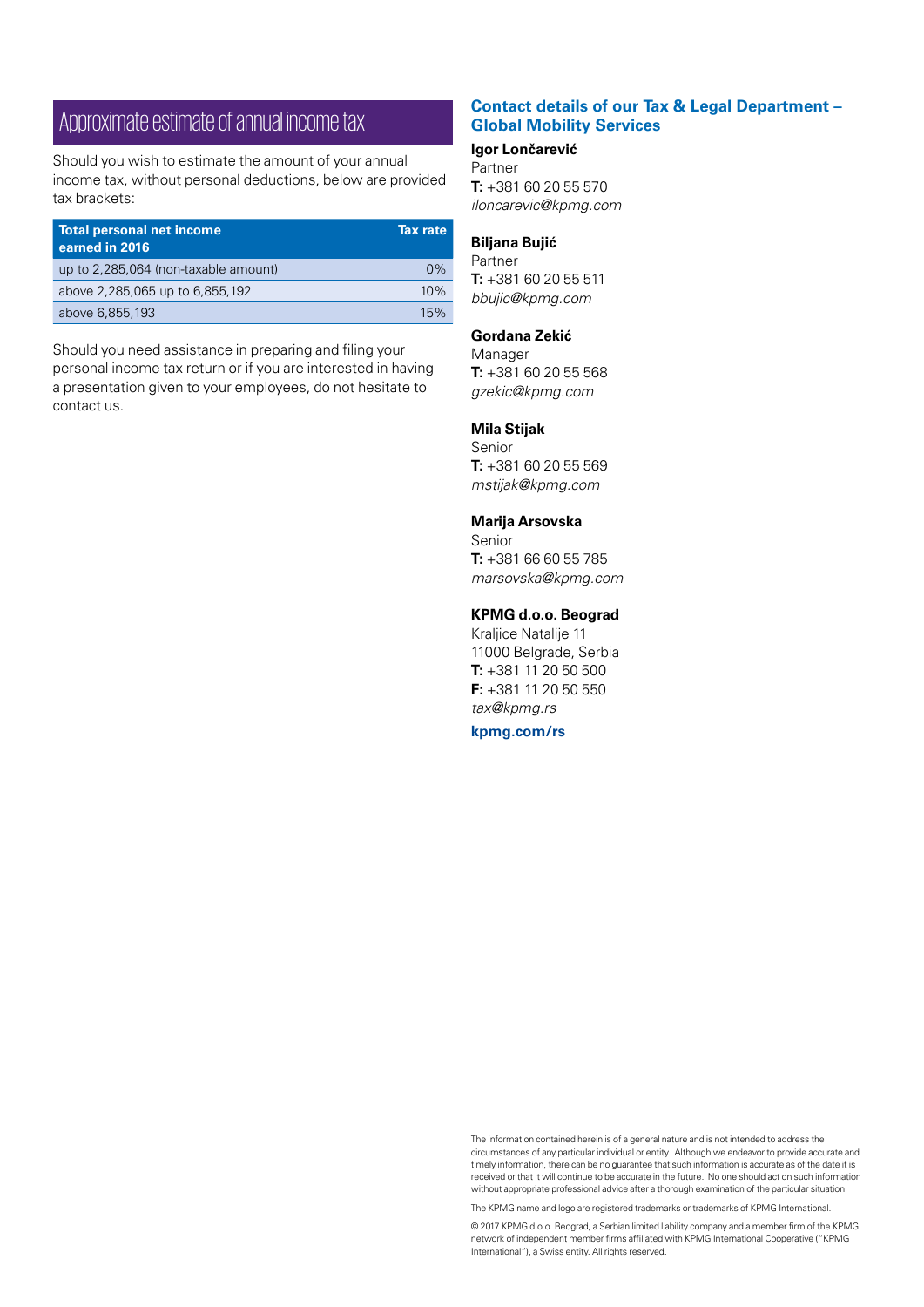## Approximate estimate of annual income tax

Should you wish to estimate the amount of your annual income tax, without personal deductions, below are provided tax brackets:

| Total personal net income earned in 2016 | Tax rate |
|---|---|
| up to 2,285,064 (non-taxable amount) | 0% |
| above 2,285,065 up to 6,855,192 | 10% |
| above 6,855,193 | 15% |

Should you need assistance in preparing and filing your personal income tax return or if you are interested in having a presentation given to your employees, do not hesitate to contact us.

### Contact details of our Tax & Legal Department – Global Mobility Services

**Igor Lončarević**
Partner
**T:** +381 60 20 55 570
*iloncarevic@kpmg.com*

**Biljana Bujić**
Partner
**T:** +381 60 20 55 511
*bbujic@kpmg.com*

**Gordana Zekić**
Manager
**T:** +381 60 20 55 568
*gzekic@kpmg.com*

**Mila Stijak**
Senior
**T:** +381 60 20 55 569
*mstijak@kpmg.com*

**Marija Arsovska**
Senior
**T:** +381 66 60 55 785
*marsovska@kpmg.com*

**KPMG d.o.o. Beograd**
Kraljice Natalije 11
11000 Belgrade, Serbia
**T:** +381 11 20 50 500
**F:** +381 11 20 50 550
*tax@kpmg.rs*

**kpmg.com/rs**

The information contained herein is of a general nature and is not intended to address the circumstances of any particular individual or entity. Although we endeavor to provide accurate and timely information, there can be no guarantee that such information is accurate as of the date it is received or that it will continue to be accurate in the future. No one should act on such information without appropriate professional advice after a thorough examination of the particular situation.

The KPMG name and logo are registered trademarks or trademarks of KPMG International.

© 2017 KPMG d.o.o. Beograd, a Serbian limited liability company and a member firm of the KPMG network of independent member firms affiliated with KPMG International Cooperative ("KPMG International"), a Swiss entity. All rights reserved.